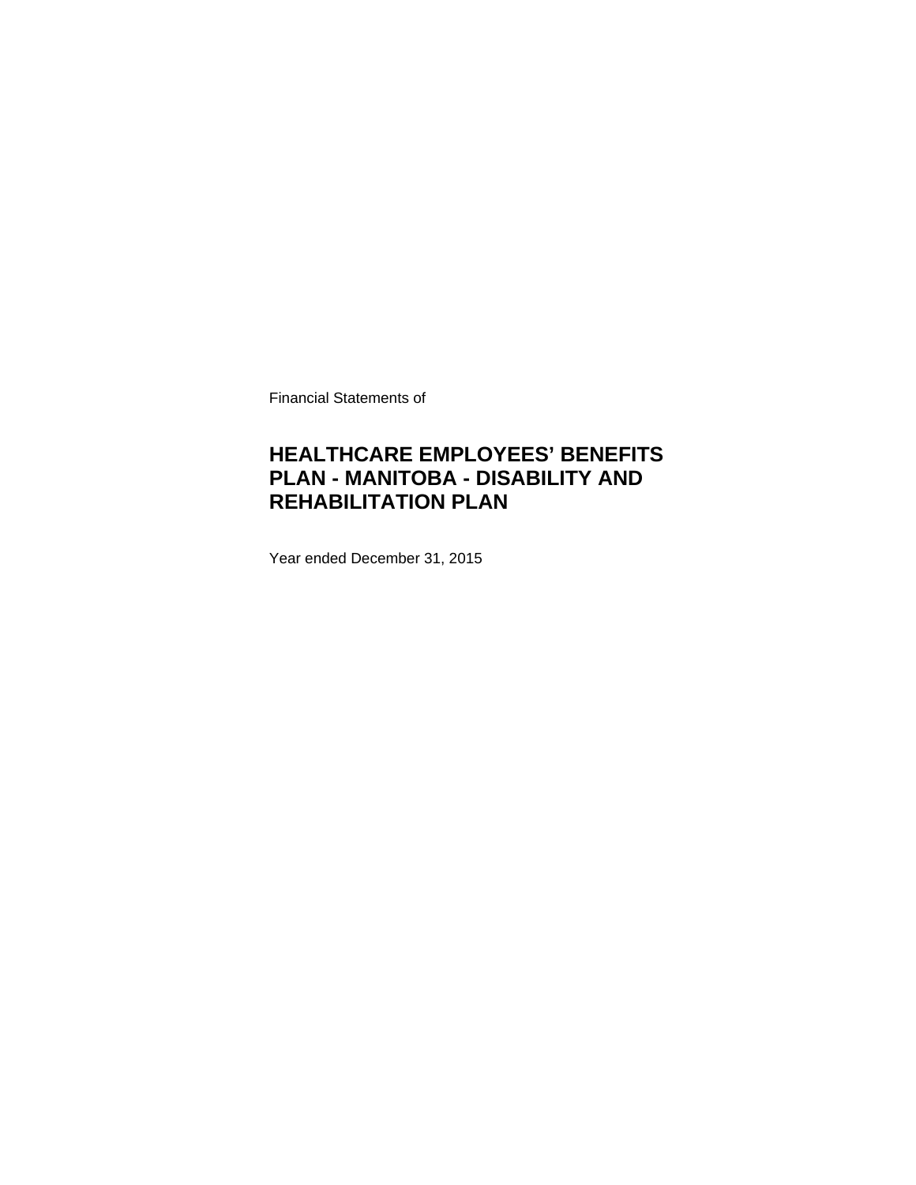Financial Statements of

# HEALTHCARE EMPLOYEES' BENEFITS PLAN - MANITOBA - DISABILITY AND REHABILITATION PLAN

Year ended December 31, 2015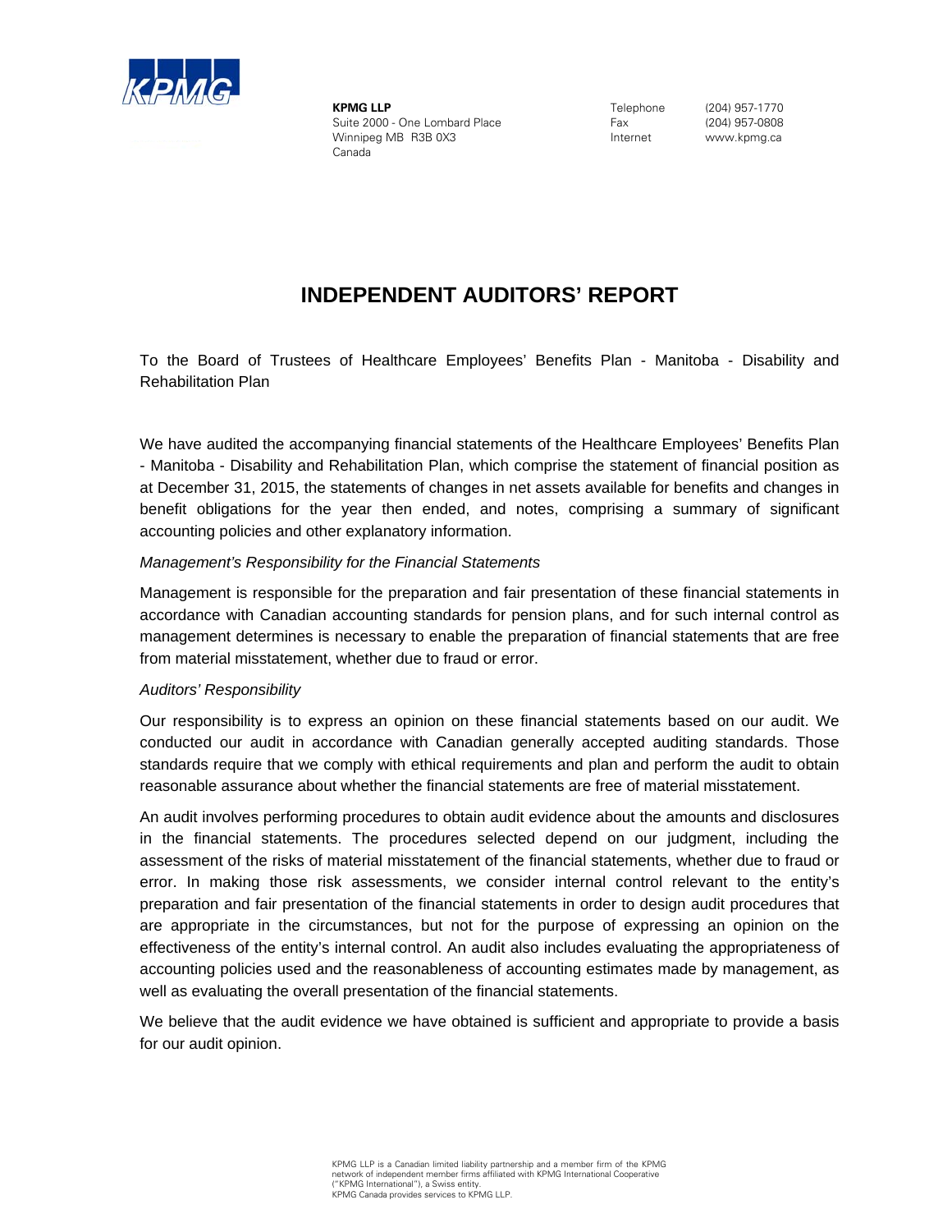**KPMG LLP**
Suite 2000 - One Lombard Place
Winnipeg MB R3B 0X3
Canada

Telephone (204) 957-1770
Fax (204) 957-0808
Internet www.kpmg.ca

# INDEPENDENT AUDITORS' REPORT

To the Board of Trustees of Healthcare Employees' Benefits Plan - Manitoba - Disability and Rehabilitation Plan

We have audited the accompanying financial statements of the Healthcare Employees' Benefits Plan - Manitoba - Disability and Rehabilitation Plan, which comprise the statement of financial position as at December 31, 2015, the statements of changes in net assets available for benefits and changes in benefit obligations for the year then ended, and notes, comprising a summary of significant accounting policies and other explanatory information.

*Management's Responsibility for the Financial Statements*

Management is responsible for the preparation and fair presentation of these financial statements in accordance with Canadian accounting standards for pension plans, and for such internal control as management determines is necessary to enable the preparation of financial statements that are free from material misstatement, whether due to fraud or error.

*Auditors' Responsibility*

Our responsibility is to express an opinion on these financial statements based on our audit. We conducted our audit in accordance with Canadian generally accepted auditing standards. Those standards require that we comply with ethical requirements and plan and perform the audit to obtain reasonable assurance about whether the financial statements are free of material misstatement.

An audit involves performing procedures to obtain audit evidence about the amounts and disclosures in the financial statements. The procedures selected depend on our judgment, including the assessment of the risks of material misstatement of the financial statements, whether due to fraud or error. In making those risk assessments, we consider internal control relevant to the entity's preparation and fair presentation of the financial statements in order to design audit procedures that are appropriate in the circumstances, but not for the purpose of expressing an opinion on the effectiveness of the entity's internal control. An audit also includes evaluating the appropriateness of accounting policies used and the reasonableness of accounting estimates made by management, as well as evaluating the overall presentation of the financial statements.

We believe that the audit evidence we have obtained is sufficient and appropriate to provide a basis for our audit opinion.

KPMG LLP is a Canadian limited liability partnership and a member firm of the KPMG network of independent member firms affiliated with KPMG International Cooperative ("KPMG International"), a Swiss entity. KPMG Canada provides services to KPMG LLP.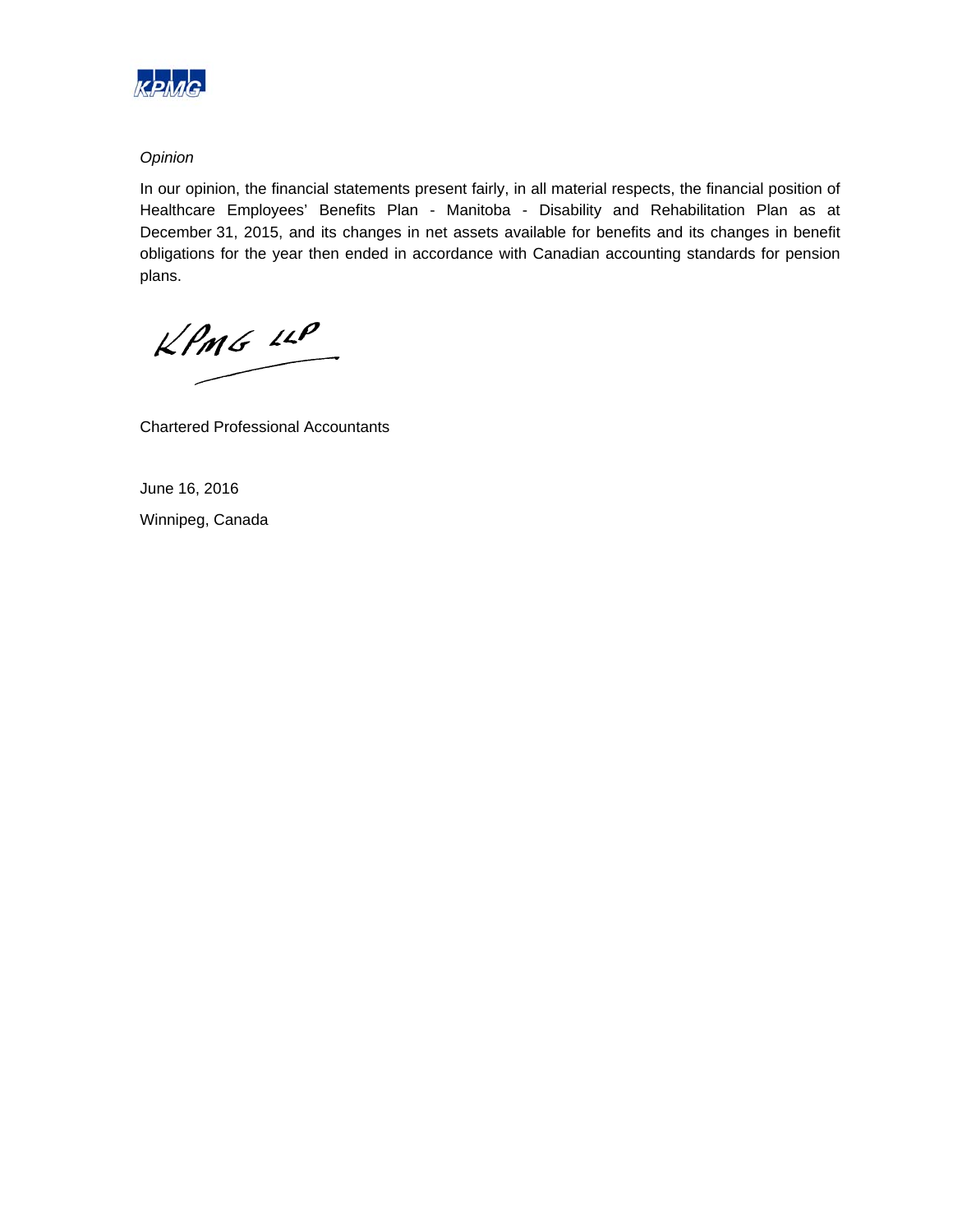*Opinion*

In our opinion, the financial statements present fairly, in all material respects, the financial position of Healthcare Employees' Benefits Plan - Manitoba - Disability and Rehabilitation Plan as at December 31, 2015, and its changes in net assets available for benefits and its changes in benefit obligations for the year then ended in accordance with Canadian accounting standards for pension plans.

KPMG LLP

Chartered Professional Accountants

June 16, 2016

Winnipeg, Canada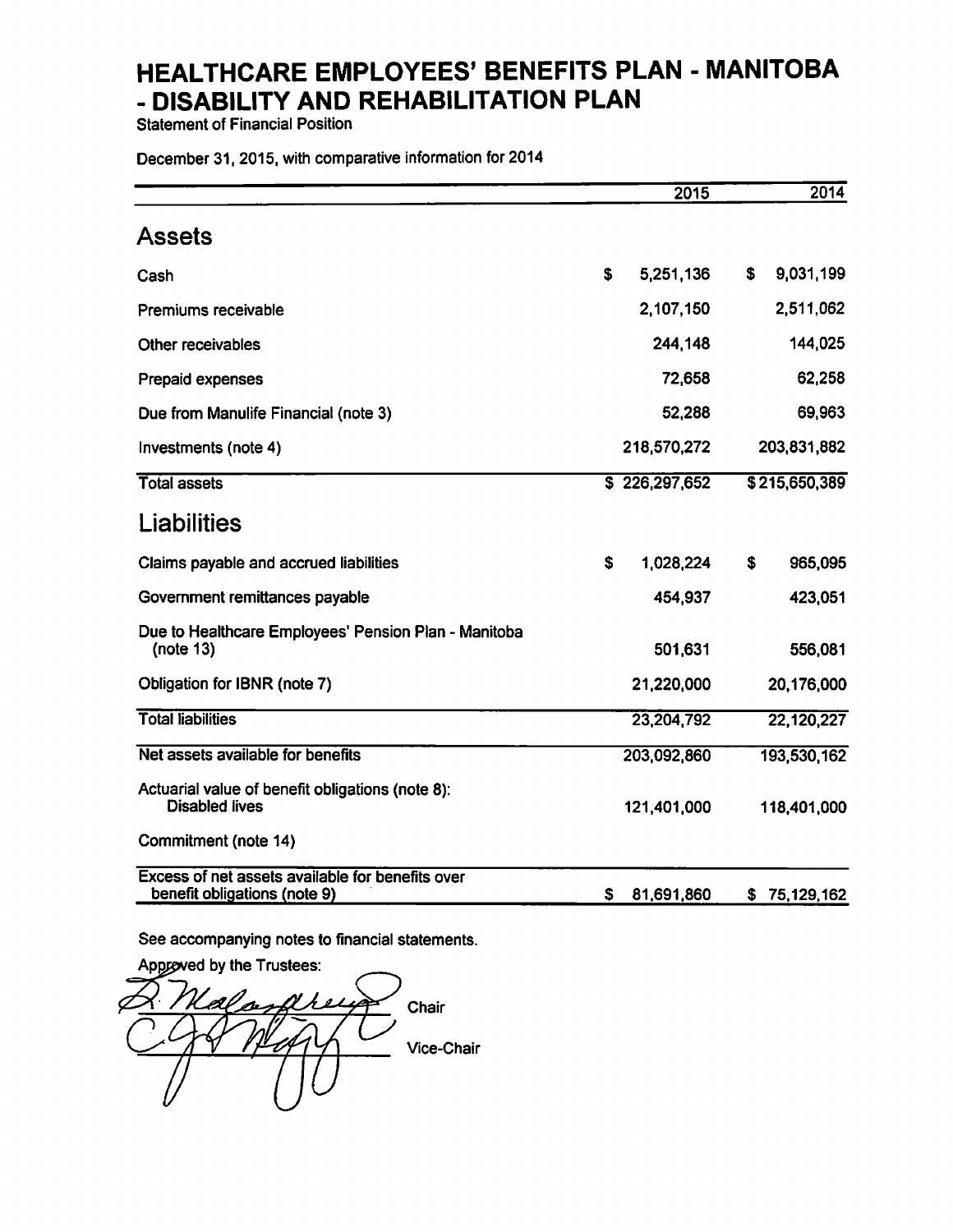# HEALTHCARE EMPLOYEES' BENEFITS PLAN - MANITOBA - DISABILITY AND REHABILITATION PLAN

Statement of Financial Position

December 31, 2015, with comparative information for 2014

| | 2015 | 2014 |
|---|---|---|
| **Assets** | | |
| Cash | $ 5,251,136 | $ 9,031,199 |
| Premiums receivable | 2,107,150 | 2,511,062 |
| Other receivables | 244,148 | 144,025 |
| Prepaid expenses | 72,658 | 62,258 |
| Due from Manulife Financial (note 3) | 52,288 | 69,963 |
| Investments (note 4) | 218,570,272 | 203,831,882 |
| Total assets | $ 226,297,652 | $ 215,650,389 |
| **Liabilities** | | |
| Claims payable and accrued liabilities | $ 1,028,224 | $ 965,095 |
| Government remittances payable | 454,937 | 423,051 |
| Due to Healthcare Employees' Pension Plan - Manitoba (note 13) | 501,631 | 556,081 |
| Obligation for IBNR (note 7) | 21,220,000 | 20,176,000 |
| Total liabilities | 23,204,792 | 22,120,227 |
| Net assets available for benefits | 203,092,860 | 193,530,162 |
| Actuarial value of benefit obligations (note 8): Disabled lives | 121,401,000 | 118,401,000 |
| Commitment (note 14) | | |
| Excess of net assets available for benefits over benefit obligations (note 9) | $ 81,691,860 | $ 75,129,162 |

See accompanying notes to financial statements.

Approved by the Trustees:

Chair

Vice-Chair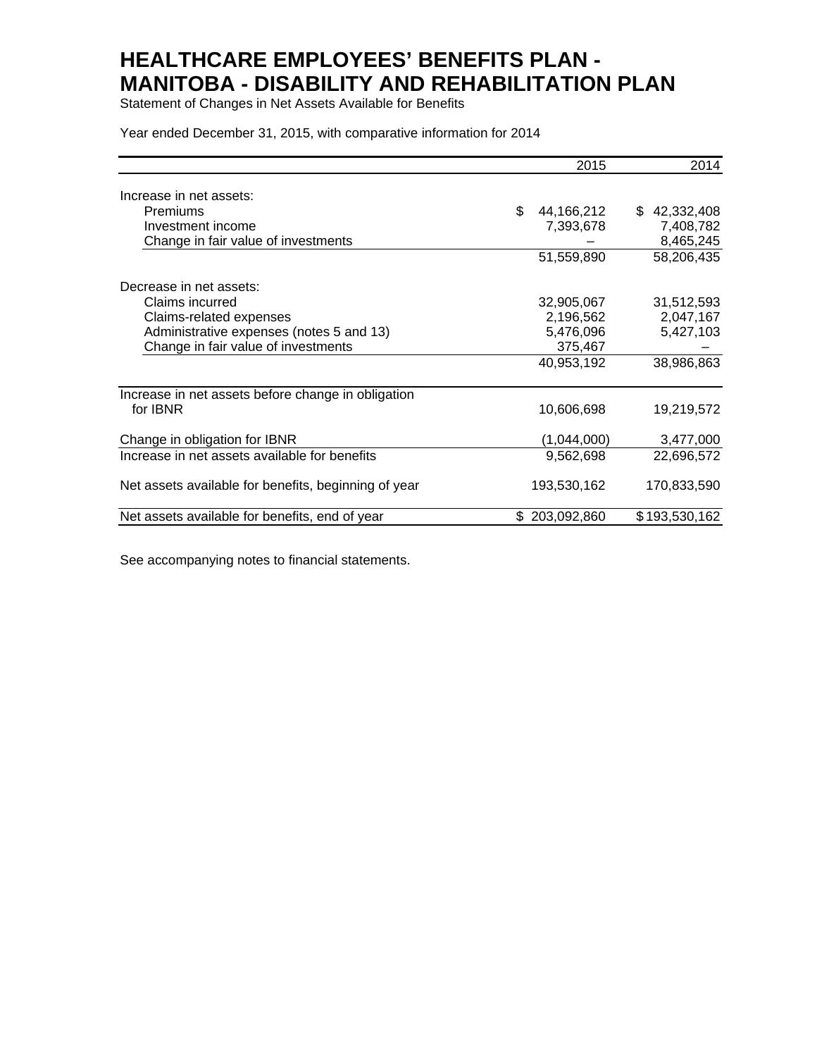# HEALTHCARE EMPLOYEES' BENEFITS PLAN - MANITOBA - DISABILITY AND REHABILITATION PLAN

Statement of Changes in Net Assets Available for Benefits

Year ended December 31, 2015, with comparative information for 2014

| | 2015 | 2014 |
|---|---|---|
| Increase in net assets: | | |
| Premiums | $ 44,166,212 | $ 42,332,408 |
| Investment income | 7,393,678 | 7,408,782 |
| Change in fair value of investments | – | 8,465,245 |
| | 51,559,890 | 58,206,435 |
| Decrease in net assets: | | |
| Claims incurred | 32,905,067 | 31,512,593 |
| Claims-related expenses | 2,196,562 | 2,047,167 |
| Administrative expenses (notes 5 and 13) | 5,476,096 | 5,427,103 |
| Change in fair value of investments | 375,467 | – |
| | 40,953,192 | 38,986,863 |
| Increase in net assets before change in obligation for IBNR | 10,606,698 | 19,219,572 |
| Change in obligation for IBNR | (1,044,000) | 3,477,000 |
| Increase in net assets available for benefits | 9,562,698 | 22,696,572 |
| Net assets available for benefits, beginning of year | 193,530,162 | 170,833,590 |
| Net assets available for benefits, end of year | $ 203,092,860 | $ 193,530,162 |

See accompanying notes to financial statements.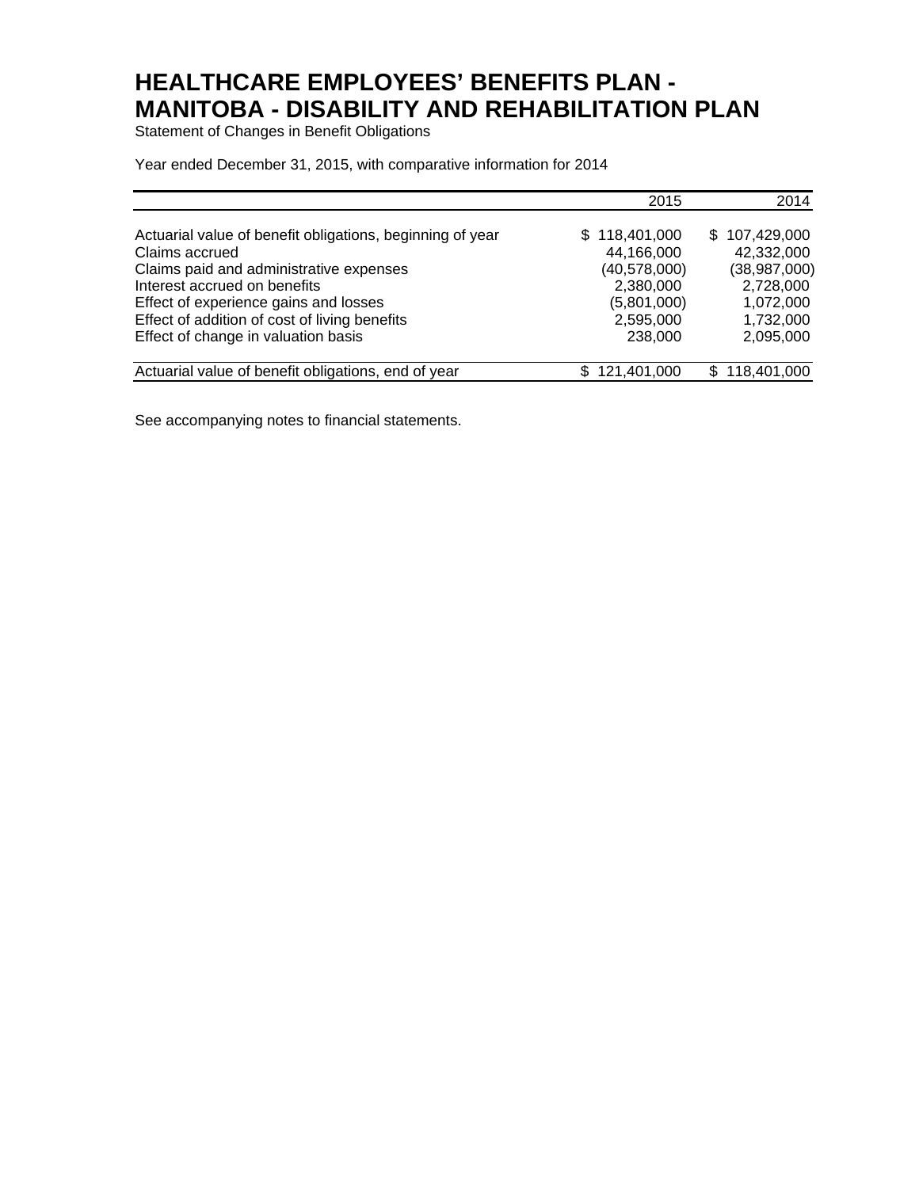# HEALTHCARE EMPLOYEES' BENEFITS PLAN - MANITOBA - DISABILITY AND REHABILITATION PLAN

Statement of Changes in Benefit Obligations

Year ended December 31, 2015, with comparative information for 2014

| | 2015 | 2014 |
|---|---|---|
| Actuarial value of benefit obligations, beginning of year | $ 118,401,000 | $ 107,429,000 |
| Claims accrued | 44,166,000 | 42,332,000 |
| Claims paid and administrative expenses | (40,578,000) | (38,987,000) |
| Interest accrued on benefits | 2,380,000 | 2,728,000 |
| Effect of experience gains and losses | (5,801,000) | 1,072,000 |
| Effect of addition of cost of living benefits | 2,595,000 | 1,732,000 |
| Effect of change in valuation basis | 238,000 | 2,095,000 |
| Actuarial value of benefit obligations, end of year | $ 121,401,000 | $ 118,401,000 |

See accompanying notes to financial statements.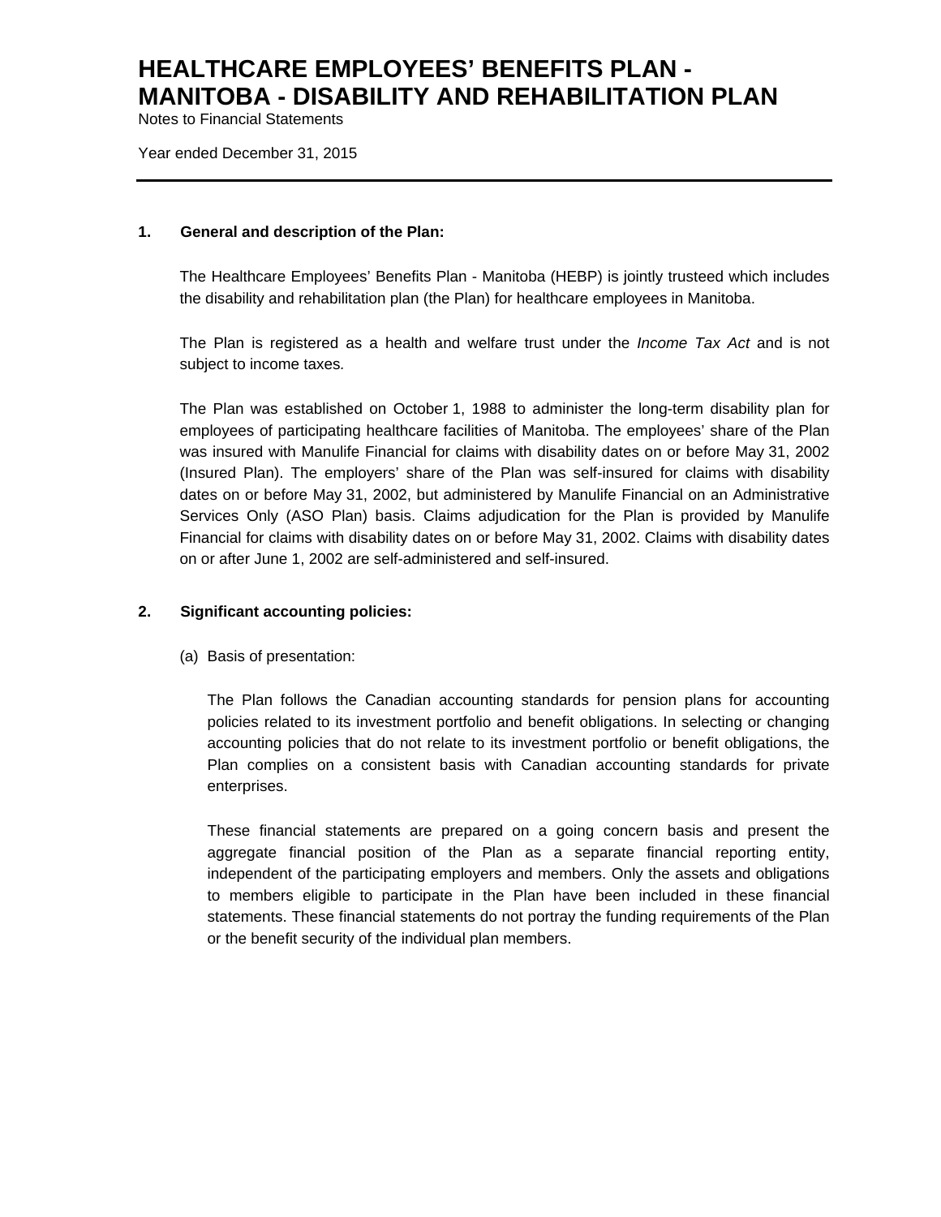# HEALTHCARE EMPLOYEES' BENEFITS PLAN - MANITOBA - DISABILITY AND REHABILITATION PLAN

Notes to Financial Statements

Year ended December 31, 2015

---

**1. General and description of the Plan:**

The Healthcare Employees' Benefits Plan - Manitoba (HEBP) is jointly trusteed which includes the disability and rehabilitation plan (the Plan) for healthcare employees in Manitoba.

The Plan is registered as a health and welfare trust under the *Income Tax Act* and is not subject to income taxes.

The Plan was established on October 1, 1988 to administer the long-term disability plan for employees of participating healthcare facilities of Manitoba. The employees' share of the Plan was insured with Manulife Financial for claims with disability dates on or before May 31, 2002 (Insured Plan). The employers' share of the Plan was self-insured for claims with disability dates on or before May 31, 2002, but administered by Manulife Financial on an Administrative Services Only (ASO Plan) basis. Claims adjudication for the Plan is provided by Manulife Financial for claims with disability dates on or before May 31, 2002. Claims with disability dates on or after June 1, 2002 are self-administered and self-insured.

**2. Significant accounting policies:**

(a) Basis of presentation:

The Plan follows the Canadian accounting standards for pension plans for accounting policies related to its investment portfolio and benefit obligations. In selecting or changing accounting policies that do not relate to its investment portfolio or benefit obligations, the Plan complies on a consistent basis with Canadian accounting standards for private enterprises.

These financial statements are prepared on a going concern basis and present the aggregate financial position of the Plan as a separate financial reporting entity, independent of the participating employers and members. Only the assets and obligations to members eligible to participate in the Plan have been included in these financial statements. These financial statements do not portray the funding requirements of the Plan or the benefit security of the individual plan members.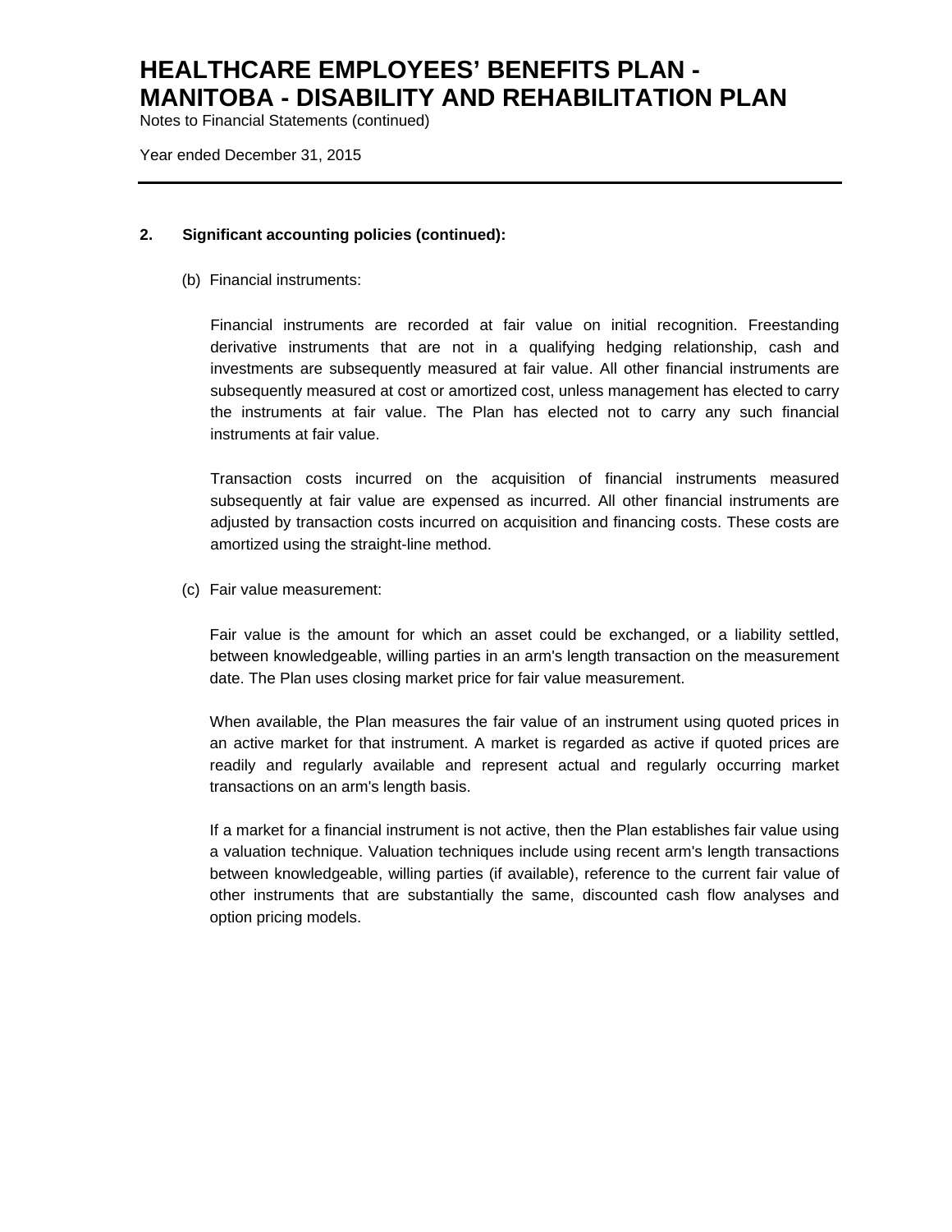**2. Significant accounting policies (continued):**

(b) Financial instruments:

Financial instruments are recorded at fair value on initial recognition. Freestanding derivative instruments that are not in a qualifying hedging relationship, cash and investments are subsequently measured at fair value. All other financial instruments are subsequently measured at cost or amortized cost, unless management has elected to carry the instruments at fair value. The Plan has elected not to carry any such financial instruments at fair value.

Transaction costs incurred on the acquisition of financial instruments measured subsequently at fair value are expensed as incurred. All other financial instruments are adjusted by transaction costs incurred on acquisition and financing costs. These costs are amortized using the straight-line method.

(c) Fair value measurement:

Fair value is the amount for which an asset could be exchanged, or a liability settled, between knowledgeable, willing parties in an arm's length transaction on the measurement date. The Plan uses closing market price for fair value measurement.

When available, the Plan measures the fair value of an instrument using quoted prices in an active market for that instrument. A market is regarded as active if quoted prices are readily and regularly available and represent actual and regularly occurring market transactions on an arm's length basis.

If a market for a financial instrument is not active, then the Plan establishes fair value using a valuation technique. Valuation techniques include using recent arm's length transactions between knowledgeable, willing parties (if available), reference to the current fair value of other instruments that are substantially the same, discounted cash flow analyses and option pricing models.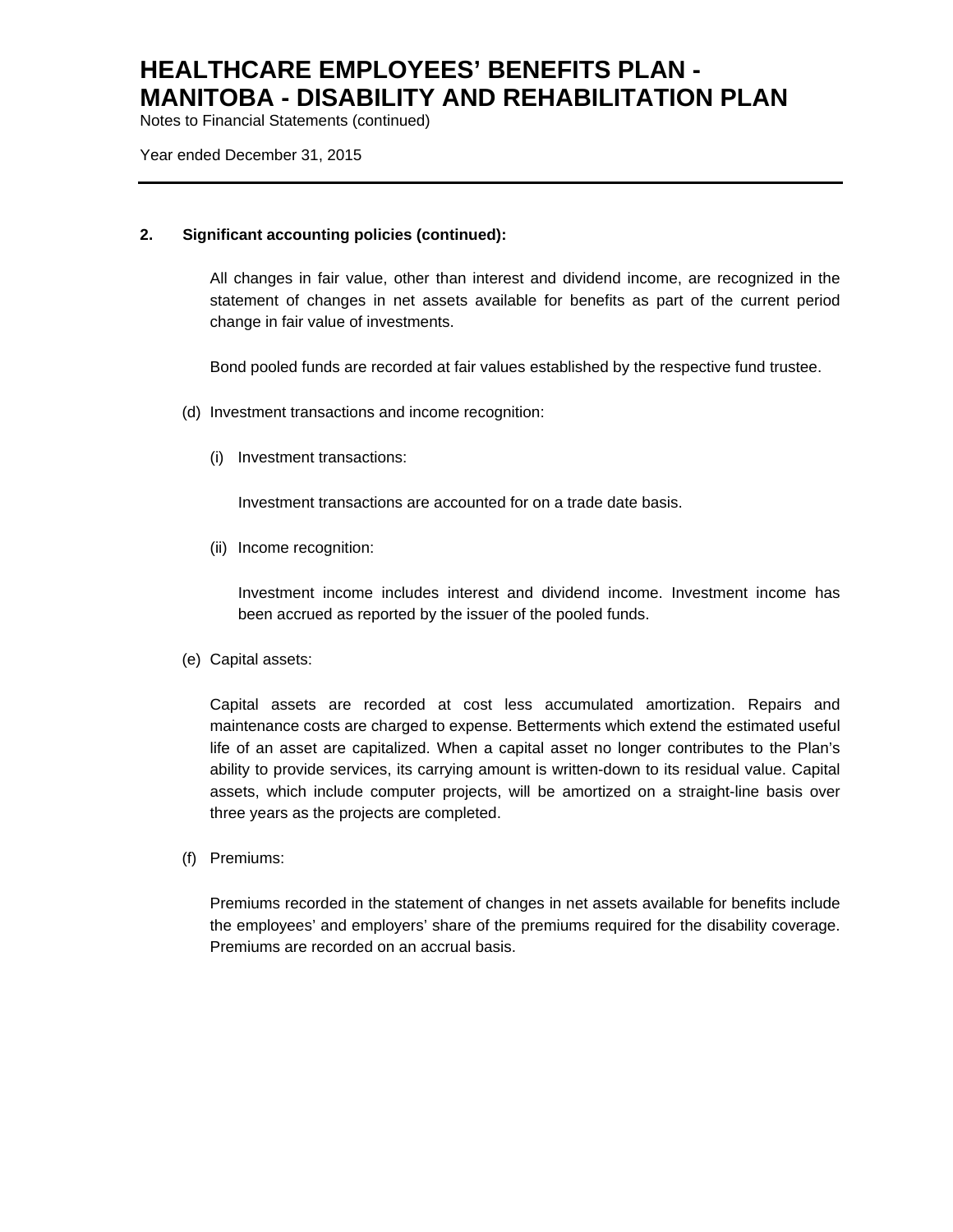## 2. Significant accounting policies (continued):

All changes in fair value, other than interest and dividend income, are recognized in the statement of changes in net assets available for benefits as part of the current period change in fair value of investments.

Bond pooled funds are recorded at fair values established by the respective fund trustee.

(d) Investment transactions and income recognition:

(i) Investment transactions:

Investment transactions are accounted for on a trade date basis.

(ii) Income recognition:

Investment income includes interest and dividend income. Investment income has been accrued as reported by the issuer of the pooled funds.

(e) Capital assets:

Capital assets are recorded at cost less accumulated amortization. Repairs and maintenance costs are charged to expense. Betterments which extend the estimated useful life of an asset are capitalized. When a capital asset no longer contributes to the Plan's ability to provide services, its carrying amount is written-down to its residual value. Capital assets, which include computer projects, will be amortized on a straight-line basis over three years as the projects are completed.

(f) Premiums:

Premiums recorded in the statement of changes in net assets available for benefits include the employees' and employers' share of the premiums required for the disability coverage. Premiums are recorded on an accrual basis.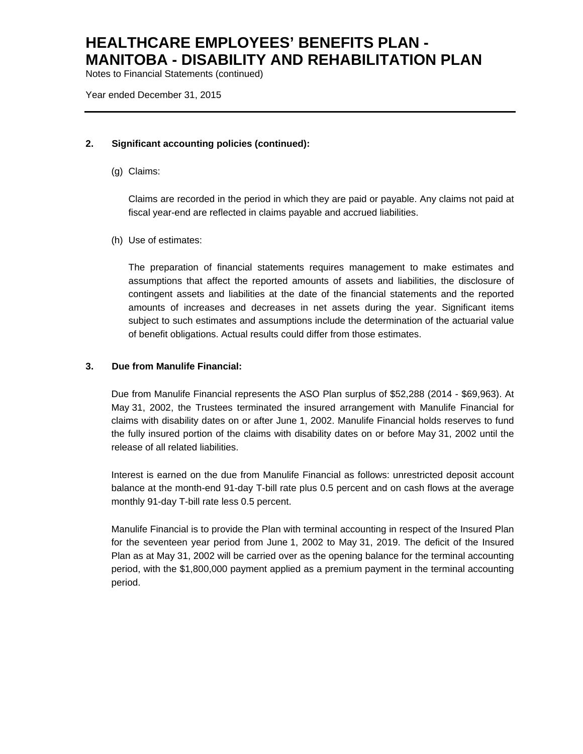# HEALTHCARE EMPLOYEES' BENEFITS PLAN - MANITOBA - DISABILITY AND REHABILITATION PLAN

Notes to Financial Statements (continued)

Year ended December 31, 2015

---

**2. Significant accounting policies (continued):**

(g) Claims:

Claims are recorded in the period in which they are paid or payable. Any claims not paid at fiscal year-end are reflected in claims payable and accrued liabilities.

(h) Use of estimates:

The preparation of financial statements requires management to make estimates and assumptions that affect the reported amounts of assets and liabilities, the disclosure of contingent assets and liabilities at the date of the financial statements and the reported amounts of increases and decreases in net assets during the year. Significant items subject to such estimates and assumptions include the determination of the actuarial value of benefit obligations. Actual results could differ from those estimates.

**3. Due from Manulife Financial:**

Due from Manulife Financial represents the ASO Plan surplus of $52,288 (2014 - $69,963). At May 31, 2002, the Trustees terminated the insured arrangement with Manulife Financial for claims with disability dates on or after June 1, 2002. Manulife Financial holds reserves to fund the fully insured portion of the claims with disability dates on or before May 31, 2002 until the release of all related liabilities.

Interest is earned on the due from Manulife Financial as follows: unrestricted deposit account balance at the month-end 91-day T-bill rate plus 0.5 percent and on cash flows at the average monthly 91-day T-bill rate less 0.5 percent.

Manulife Financial is to provide the Plan with terminal accounting in respect of the Insured Plan for the seventeen year period from June 1, 2002 to May 31, 2019. The deficit of the Insured Plan as at May 31, 2002 will be carried over as the opening balance for the terminal accounting period, with the $1,800,000 payment applied as a premium payment in the terminal accounting period.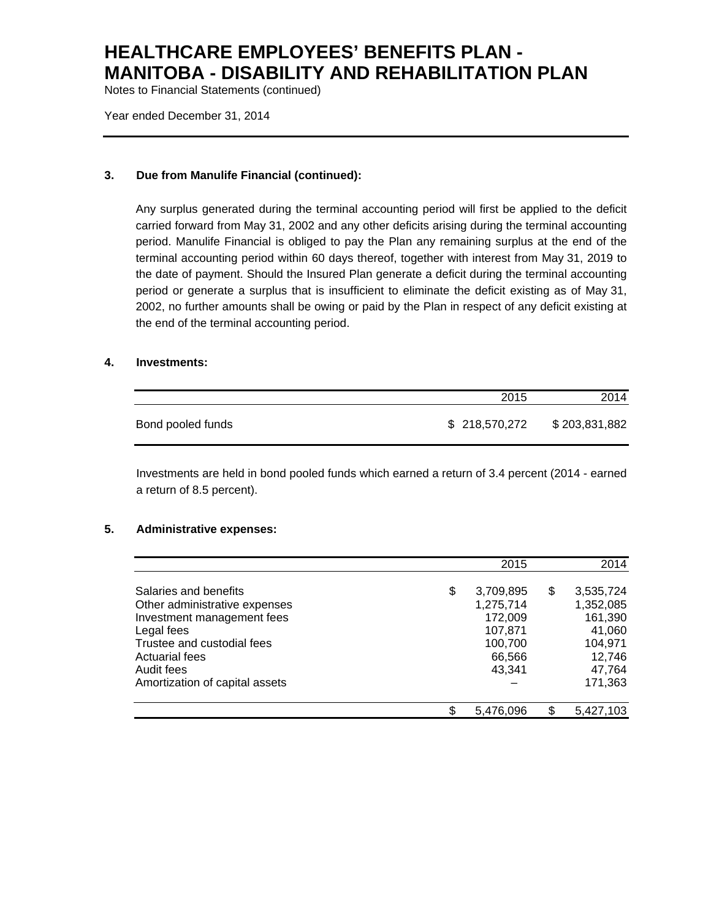# HEALTHCARE EMPLOYEES' BENEFITS PLAN - MANITOBA - DISABILITY AND REHABILITATION PLAN

Notes to Financial Statements (continued)

Year ended December 31, 2014

## 3. Due from Manulife Financial (continued):

Any surplus generated during the terminal accounting period will first be applied to the deficit carried forward from May 31, 2002 and any other deficits arising during the terminal accounting period. Manulife Financial is obliged to pay the Plan any remaining surplus at the end of the terminal accounting period within 60 days thereof, together with interest from May 31, 2019 to the date of payment. Should the Insured Plan generate a deficit during the terminal accounting period or generate a surplus that is insufficient to eliminate the deficit existing as of May 31, 2002, no further amounts shall be owing or paid by the Plan in respect of any deficit existing at the end of the terminal accounting period.

## 4. Investments:

| | 2015 | 2014 |
|---|---|---|
| Bond pooled funds | $ 218,570,272 | $ 203,831,882 |

Investments are held in bond pooled funds which earned a return of 3.4 percent (2014 - earned a return of 8.5 percent).

## 5. Administrative expenses:

| | 2015 | 2014 |
|---|---|---|
| Salaries and benefits | $ 3,709,895 | $ 3,535,724 |
| Other administrative expenses | 1,275,714 | 1,352,085 |
| Investment management fees | 172,009 | 161,390 |
| Legal fees | 107,871 | 41,060 |
| Trustee and custodial fees | 100,700 | 104,971 |
| Actuarial fees | 66,566 | 12,746 |
| Audit fees | 43,341 | 47,764 |
| Amortization of capital assets | – | 171,363 |
| | $ 5,476,096 | $ 5,427,103 |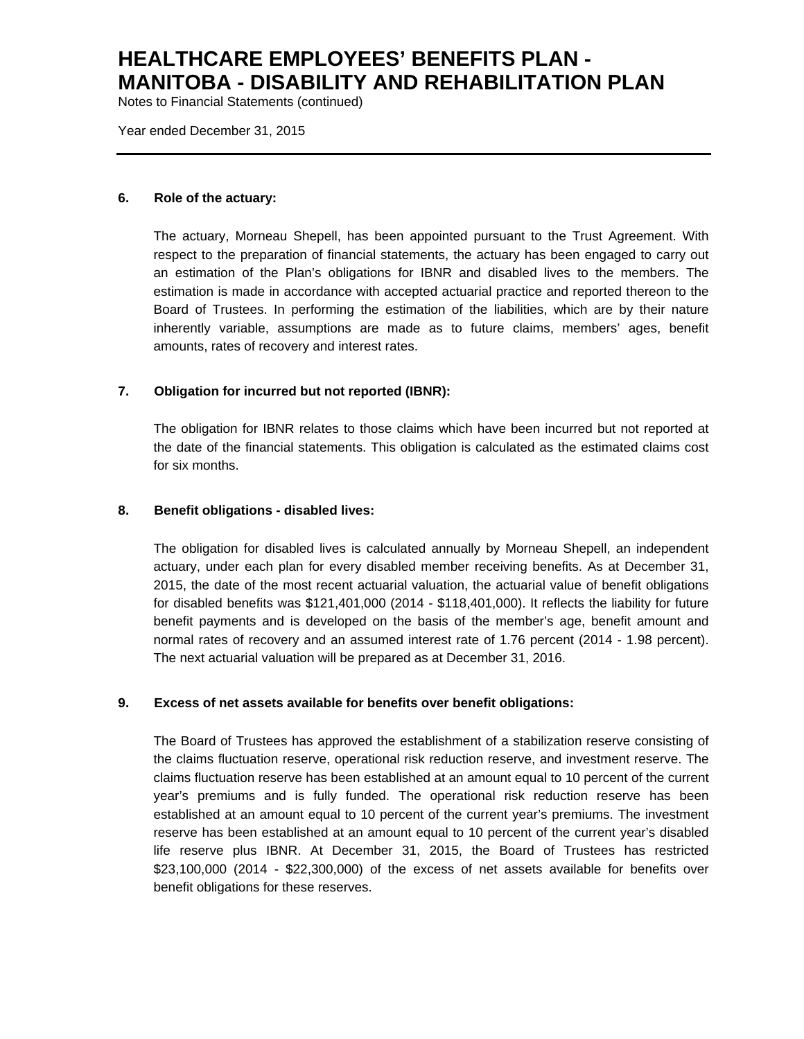### 6. Role of the actuary:

The actuary, Morneau Shepell, has been appointed pursuant to the Trust Agreement. With respect to the preparation of financial statements, the actuary has been engaged to carry out an estimation of the Plan's obligations for IBNR and disabled lives to the members. The estimation is made in accordance with accepted actuarial practice and reported thereon to the Board of Trustees. In performing the estimation of the liabilities, which are by their nature inherently variable, assumptions are made as to future claims, members' ages, benefit amounts, rates of recovery and interest rates.

### 7. Obligation for incurred but not reported (IBNR):

The obligation for IBNR relates to those claims which have been incurred but not reported at the date of the financial statements. This obligation is calculated as the estimated claims cost for six months.

### 8. Benefit obligations - disabled lives:

The obligation for disabled lives is calculated annually by Morneau Shepell, an independent actuary, under each plan for every disabled member receiving benefits. As at December 31, 2015, the date of the most recent actuarial valuation, the actuarial value of benefit obligations for disabled benefits was $121,401,000 (2014 - $118,401,000). It reflects the liability for future benefit payments and is developed on the basis of the member's age, benefit amount and normal rates of recovery and an assumed interest rate of 1.76 percent (2014 - 1.98 percent). The next actuarial valuation will be prepared as at December 31, 2016.

### 9. Excess of net assets available for benefits over benefit obligations:

The Board of Trustees has approved the establishment of a stabilization reserve consisting of the claims fluctuation reserve, operational risk reduction reserve, and investment reserve. The claims fluctuation reserve has been established at an amount equal to 10 percent of the current year's premiums and is fully funded. The operational risk reduction reserve has been established at an amount equal to 10 percent of the current year's premiums. The investment reserve has been established at an amount equal to 10 percent of the current year's disabled life reserve plus IBNR. At December 31, 2015, the Board of Trustees has restricted $23,100,000 (2014 - $22,300,000) of the excess of net assets available for benefits over benefit obligations for these reserves.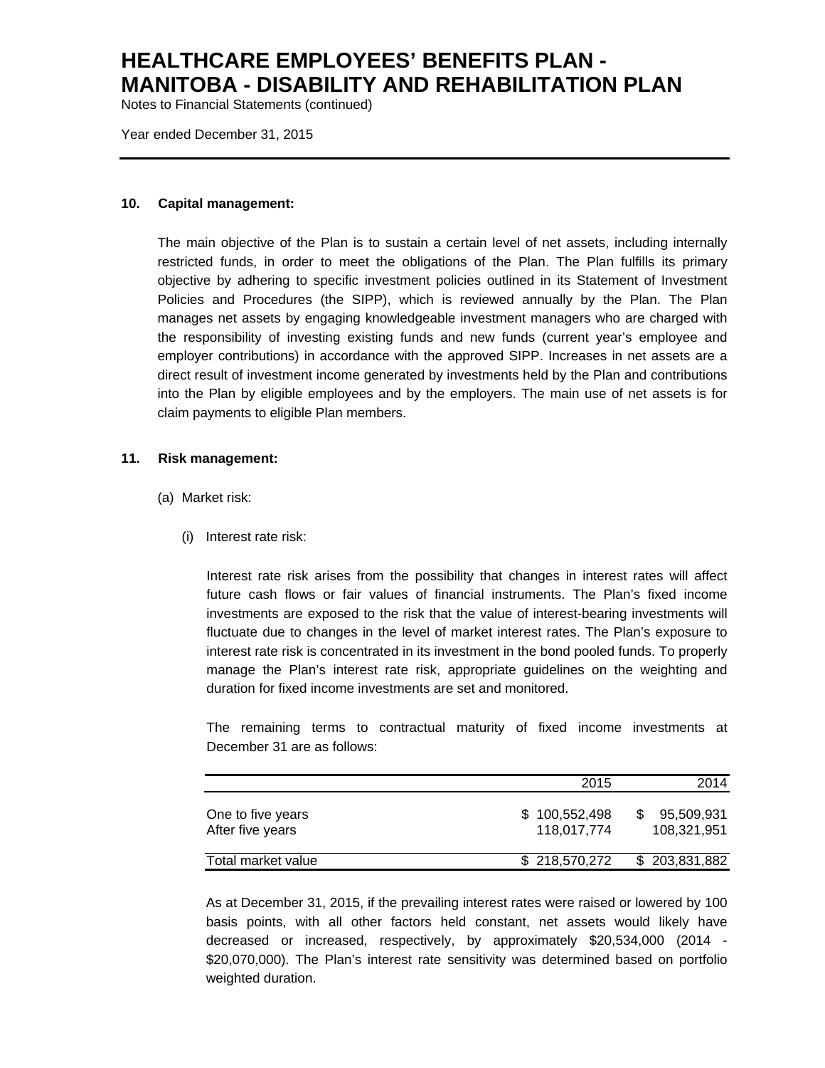# HEALTHCARE EMPLOYEES' BENEFITS PLAN - MANITOBA - DISABILITY AND REHABILITATION PLAN

Notes to Financial Statements (continued)

Year ended December 31, 2015

## 10. Capital management:

The main objective of the Plan is to sustain a certain level of net assets, including internally restricted funds, in order to meet the obligations of the Plan. The Plan fulfills its primary objective by adhering to specific investment policies outlined in its Statement of Investment Policies and Procedures (the SIPP), which is reviewed annually by the Plan. The Plan manages net assets by engaging knowledgeable investment managers who are charged with the responsibility of investing existing funds and new funds (current year's employee and employer contributions) in accordance with the approved SIPP. Increases in net assets are a direct result of investment income generated by investments held by the Plan and contributions into the Plan by eligible employees and by the employers. The main use of net assets is for claim payments to eligible Plan members.

## 11. Risk management:

(a) Market risk:

(i) Interest rate risk:

Interest rate risk arises from the possibility that changes in interest rates will affect future cash flows or fair values of financial instruments. The Plan's fixed income investments are exposed to the risk that the value of interest-bearing investments will fluctuate due to changes in the level of market interest rates. The Plan's exposure to interest rate risk is concentrated in its investment in the bond pooled funds. To properly manage the Plan's interest rate risk, appropriate guidelines on the weighting and duration for fixed income investments are set and monitored.

The remaining terms to contractual maturity of fixed income investments at December 31 are as follows:

| | 2015 | 2014 |
|---|---|---|
| One to five years | $ 100,552,498 | $ 95,509,931 |
| After five years | 118,017,774 | 108,321,951 |
| Total market value | $ 218,570,272 | $ 203,831,882 |

As at December 31, 2015, if the prevailing interest rates were raised or lowered by 100 basis points, with all other factors held constant, net assets would likely have decreased or increased, respectively, by approximately $20,534,000 (2014 - $20,070,000). The Plan's interest rate sensitivity was determined based on portfolio weighted duration.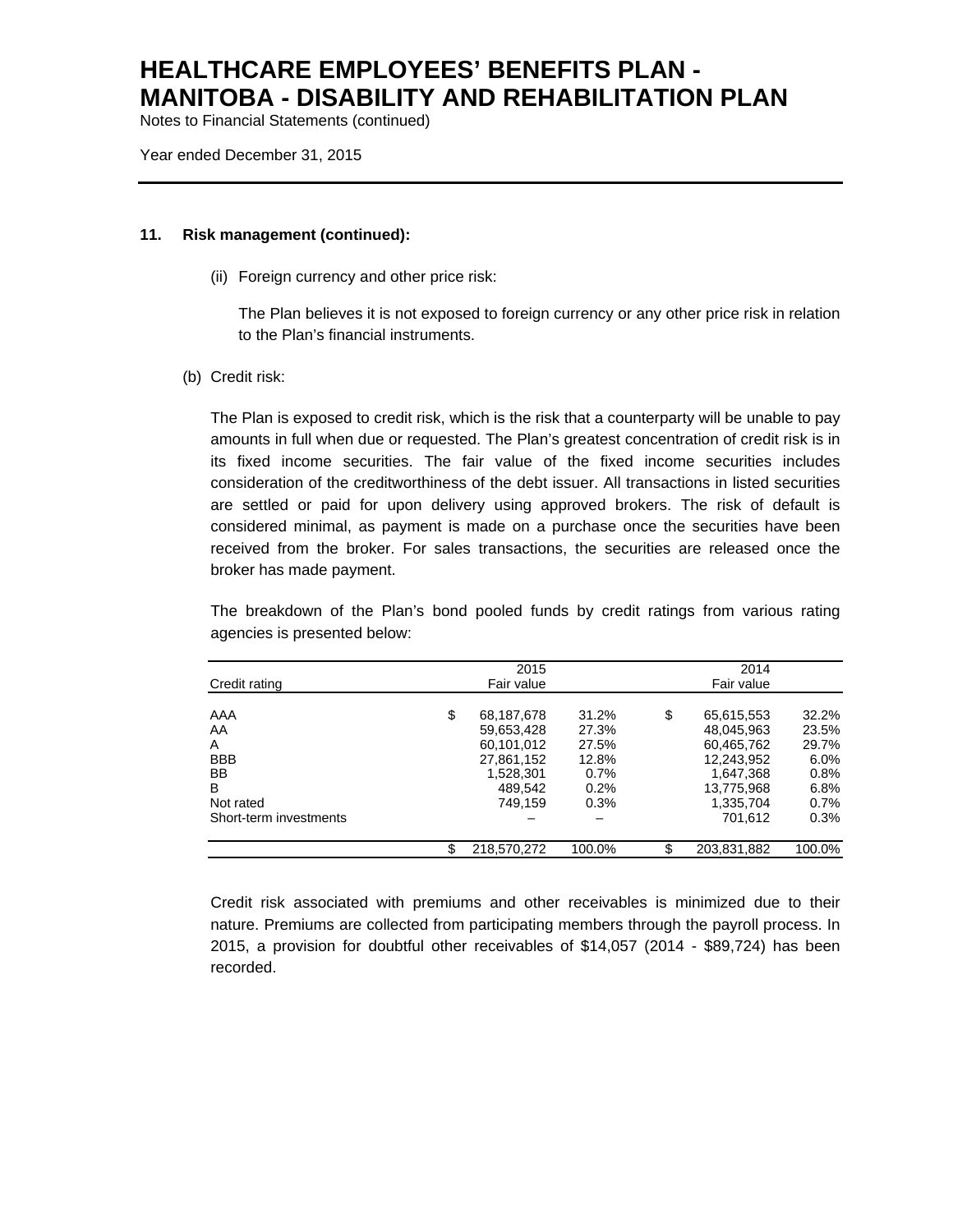## 11. Risk management (continued):

(ii) Foreign currency and other price risk:

The Plan believes it is not exposed to foreign currency or any other price risk in relation to the Plan's financial instruments.

(b) Credit risk:

The Plan is exposed to credit risk, which is the risk that a counterparty will be unable to pay amounts in full when due or requested. The Plan's greatest concentration of credit risk is in its fixed income securities. The fair value of the fixed income securities includes consideration of the creditworthiness of the debt issuer. All transactions in listed securities are settled or paid for upon delivery using approved brokers. The risk of default is considered minimal, as payment is made on a purchase once the securities have been received from the broker. For sales transactions, the securities are released once the broker has made payment.

The breakdown of the Plan's bond pooled funds by credit ratings from various rating agencies is presented below:

| Credit rating | 2015 Fair value | | 2014 Fair value | |
|---|---|---|---|---|
| AAA | $ 68,187,678 | 31.2% | $ 65,615,553 | 32.2% |
| AA | 59,653,428 | 27.3% | 48,045,963 | 23.5% |
| A | 60,101,012 | 27.5% | 60,465,762 | 29.7% |
| BBB | 27,861,152 | 12.8% | 12,243,952 | 6.0% |
| BB | 1,528,301 | 0.7% | 1,647,368 | 0.8% |
| B | 489,542 | 0.2% | 13,775,968 | 6.8% |
| Not rated | 749,159 | 0.3% | 1,335,704 | 0.7% |
| Short-term investments | – | – | 701,612 | 0.3% |
| | $ 218,570,272 | 100.0% | $ 203,831,882 | 100.0% |

Credit risk associated with premiums and other receivables is minimized due to their nature. Premiums are collected from participating members through the payroll process. In 2015, a provision for doubtful other receivables of $14,057 (2014 - $89,724) has been recorded.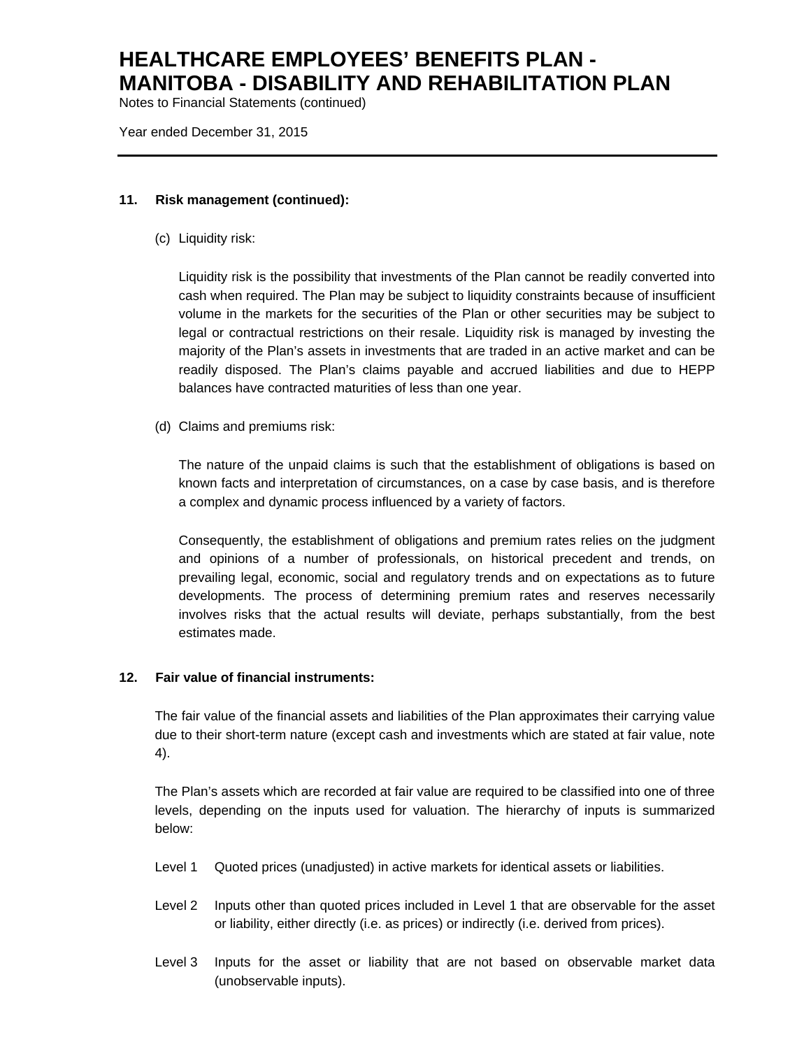## 11. Risk management (continued):

(c) Liquidity risk:

Liquidity risk is the possibility that investments of the Plan cannot be readily converted into cash when required. The Plan may be subject to liquidity constraints because of insufficient volume in the markets for the securities of the Plan or other securities may be subject to legal or contractual restrictions on their resale. Liquidity risk is managed by investing the majority of the Plan's assets in investments that are traded in an active market and can be readily disposed. The Plan's claims payable and accrued liabilities and due to HEPP balances have contracted maturities of less than one year.

(d) Claims and premiums risk:

The nature of the unpaid claims is such that the establishment of obligations is based on known facts and interpretation of circumstances, on a case by case basis, and is therefore a complex and dynamic process influenced by a variety of factors.

Consequently, the establishment of obligations and premium rates relies on the judgment and opinions of a number of professionals, on historical precedent and trends, on prevailing legal, economic, social and regulatory trends and on expectations as to future developments. The process of determining premium rates and reserves necessarily involves risks that the actual results will deviate, perhaps substantially, from the best estimates made.

## 12. Fair value of financial instruments:

The fair value of the financial assets and liabilities of the Plan approximates their carrying value due to their short-term nature (except cash and investments which are stated at fair value, note 4).

The Plan's assets which are recorded at fair value are required to be classified into one of three levels, depending on the inputs used for valuation. The hierarchy of inputs is summarized below:

Level 1 Quoted prices (unadjusted) in active markets for identical assets or liabilities.

Level 2 Inputs other than quoted prices included in Level 1 that are observable for the asset or liability, either directly (i.e. as prices) or indirectly (i.e. derived from prices).

Level 3 Inputs for the asset or liability that are not based on observable market data (unobservable inputs).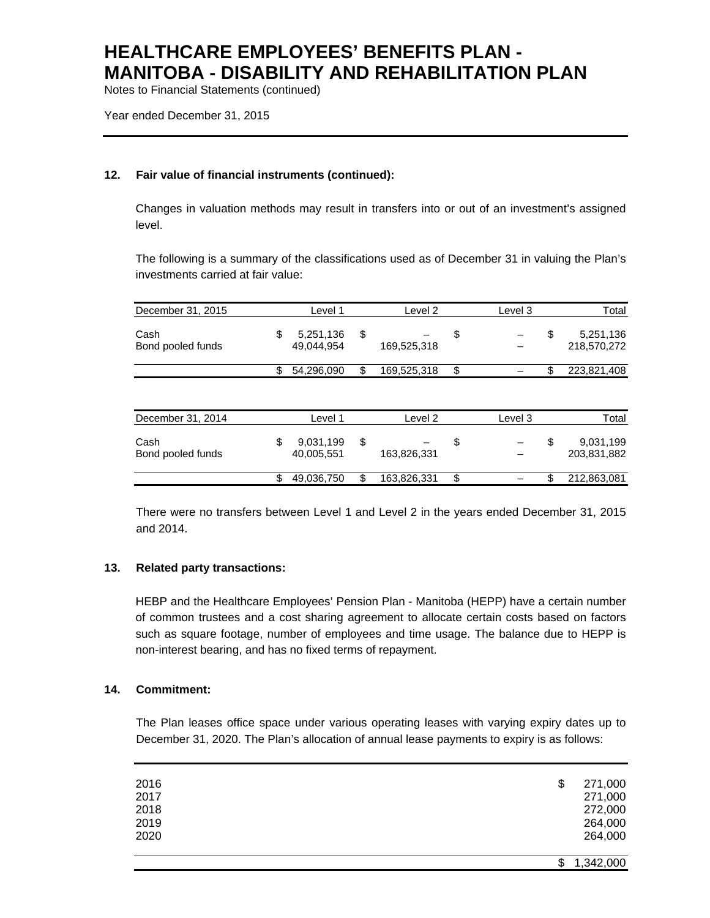# HEALTHCARE EMPLOYEES' BENEFITS PLAN - MANITOBA - DISABILITY AND REHABILITATION PLAN

Notes to Financial Statements (continued)

Year ended December 31, 2015

## 12. Fair value of financial instruments (continued):

Changes in valuation methods may result in transfers into or out of an investment's assigned level.

The following is a summary of the classifications used as of December 31 in valuing the Plan's investments carried at fair value:

| December 31, 2015 | Level 1 | Level 2 | Level 3 | Total |
|---|---|---|---|---|
| Cash | $ 5,251,136 | $ – | $ – | $ 5,251,136 |
| Bond pooled funds | 49,044,954 | 169,525,318 | – | 218,570,272 |
| | $ 54,296,090 | $ 169,525,318 | $ – | $ 223,821,408 |

| December 31, 2014 | Level 1 | Level 2 | Level 3 | Total |
|---|---|---|---|---|
| Cash | $ 9,031,199 | $ – | $ – | $ 9,031,199 |
| Bond pooled funds | 40,005,551 | 163,826,331 | – | 203,831,882 |
| | $ 49,036,750 | $ 163,826,331 | $ – | $ 212,863,081 |

There were no transfers between Level 1 and Level 2 in the years ended December 31, 2015 and 2014.

## 13. Related party transactions:

HEBP and the Healthcare Employees' Pension Plan - Manitoba (HEPP) have a certain number of common trustees and a cost sharing agreement to allocate certain costs based on factors such as square footage, number of employees and time usage. The balance due to HEPP is non-interest bearing, and has no fixed terms of repayment.

## 14. Commitment:

The Plan leases office space under various operating leases with varying expiry dates up to December 31, 2020. The Plan's allocation of annual lease payments to expiry is as follows:

| Year | Amount |
|---|---|
| 2016 | $ 271,000 |
| 2017 | 271,000 |
| 2018 | 272,000 |
| 2019 | 264,000 |
| 2020 | 264,000 |
| | $ 1,342,000 |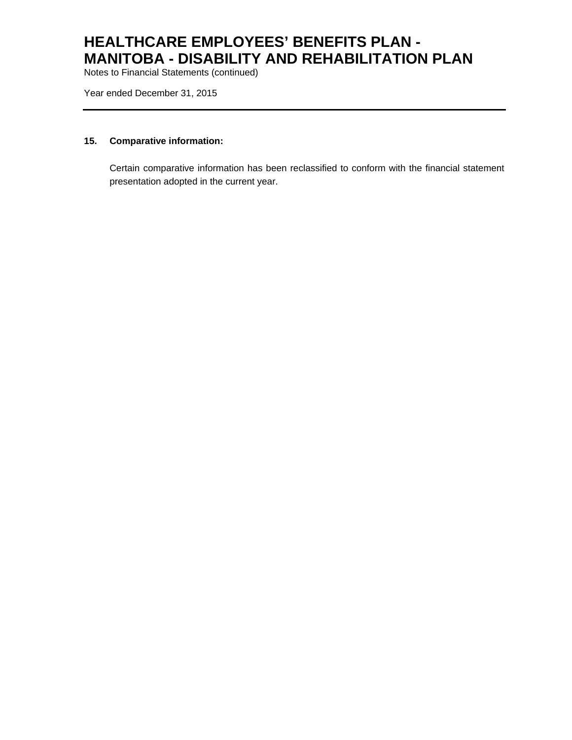## 15. Comparative information:

Certain comparative information has been reclassified to conform with the financial statement presentation adopted in the current year.